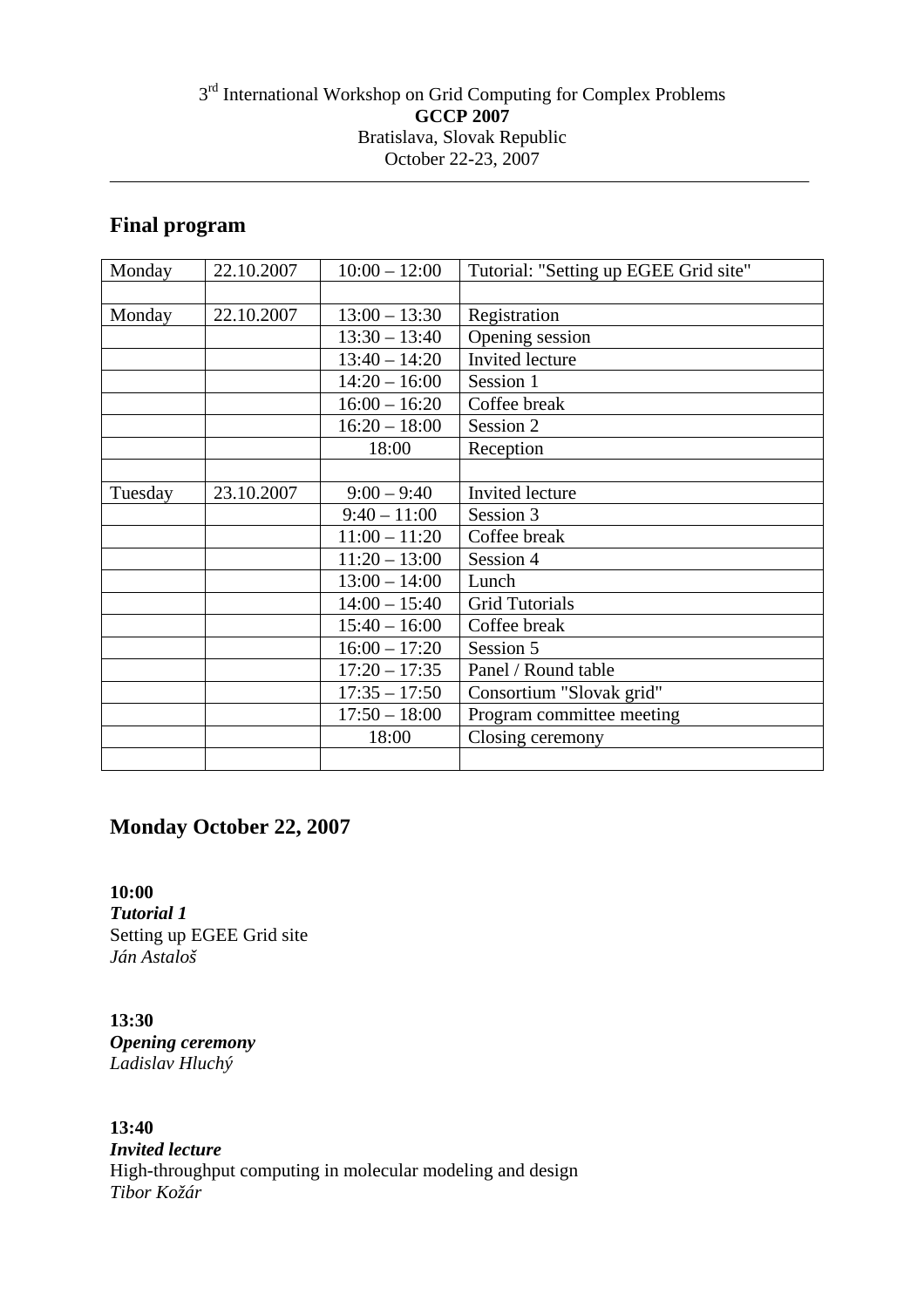3[rd] International Workshop on Grid Computing for Complex Problems
**GCCP 2007**
Bratislava, Slovak Republic
October 22-23, 2007

---

## Final program

| Monday | 22.10.2007 | 10:00 – 12:00 | Tutorial: "Setting up EGEE Grid site" |
|---|---|---|---|
| | | | |
| Monday | 22.10.2007 | 13:00 – 13:30 | Registration |
| | | 13:30 – 13:40 | Opening session |
| | | 13:40 – 14:20 | Invited lecture |
| | | 14:20 – 16:00 | Session 1 |
| | | 16:00 – 16:20 | Coffee break |
| | | 16:20 – 18:00 | Session 2 |
| | | 18:00 | Reception |
| | | | |
| Tuesday | 23.10.2007 | 9:00 – 9:40 | Invited lecture |
| | | 9:40 – 11:00 | Session 3 |
| | | 11:00 – 11:20 | Coffee break |
| | | 11:20 – 13:00 | Session 4 |
| | | 13:00 – 14:00 | Lunch |
| | | 14:00 – 15:40 | Grid Tutorials |
| | | 15:40 – 16:00 | Coffee break |
| | | 16:00 – 17:20 | Session 5 |
| | | 17:20 – 17:35 | Panel / Round table |
| | | 17:35 – 17:50 | Consortium "Slovak grid" |
| | | 17:50 – 18:00 | Program committee meeting |
| | | 18:00 | Closing ceremony |
| | | | |

## Monday October 22, 2007

**10:00**
***Tutorial 1***
Setting up EGEE Grid site
*Ján Astaloš*

**13:30**
***Opening ceremony***
*Ladislav Hluchý*

**13:40**
***Invited lecture***
High-throughput computing in molecular modeling and design
*Tibor Kožár*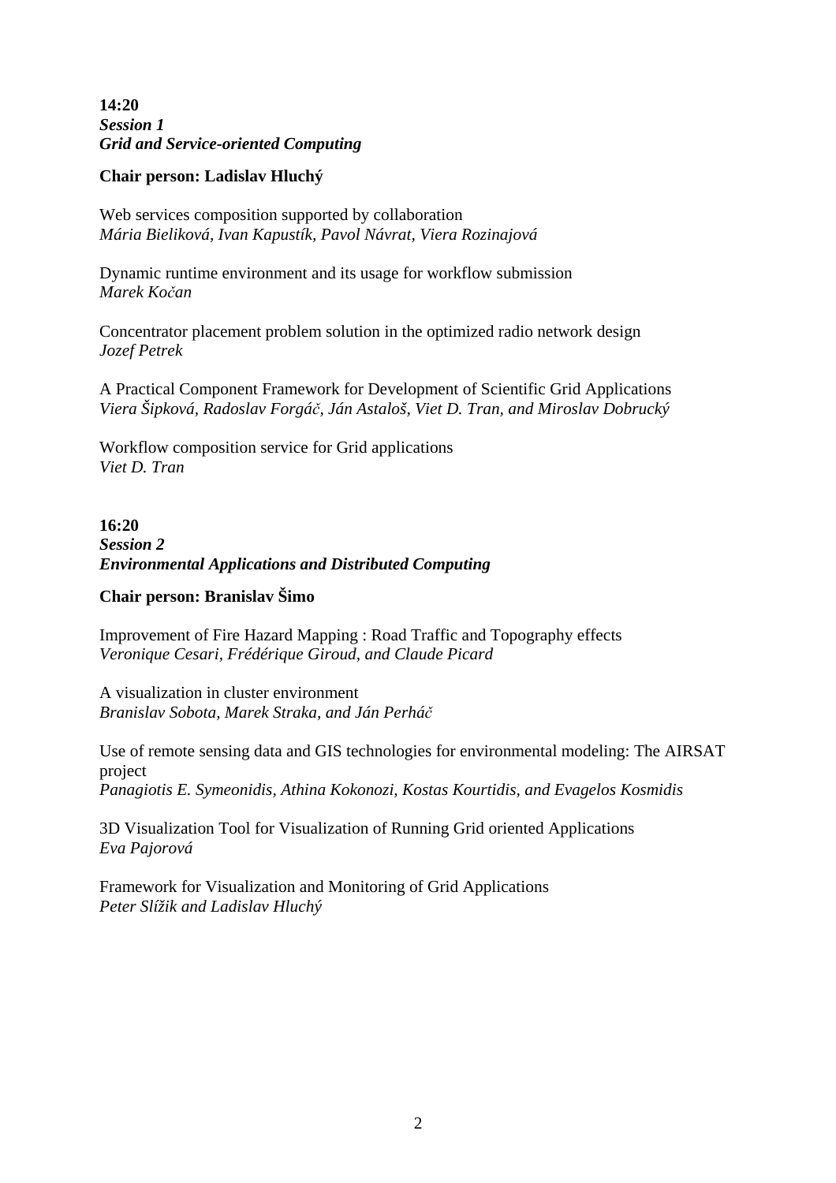**14:20**
***Session 1***
***Grid and Service-oriented Computing***

**Chair person: Ladislav Hluchý**

Web services composition supported by collaboration
*Mária Bieliková, Ivan Kapustík, Pavol Návrat, Viera Rozinajová*

Dynamic runtime environment and its usage for workflow submission
*Marek Kočan*

Concentrator placement problem solution in the optimized radio network design
*Jozef Petrek*

A Practical Component Framework for Development of Scientific Grid Applications
*Viera Šipková, Radoslav Forgáč, Ján Astaloš, Viet D. Tran, and Miroslav Dobrucký*

Workflow composition service for Grid applications
*Viet D. Tran*

**16:20**
***Session 2***
***Environmental Applications and Distributed Computing***

**Chair person: Branislav Šimo**

Improvement of Fire Hazard Mapping : Road Traffic and Topography effects
*Veronique Cesari, Frédérique Giroud, and Claude Picard*

A visualization in cluster environment
*Branislav Sobota, Marek Straka, and Ján Perháč*

Use of remote sensing data and GIS technologies for environmental modeling: The AIRSAT project
*Panagiotis E. Symeonidis, Athina Kokonozi, Kostas Kourtidis, and Evagelos Kosmidis*

3D Visualization Tool for Visualization of Running Grid oriented Applications
*Eva Pajorová*

Framework for Visualization and Monitoring of Grid Applications
*Peter Slížik and Ladislav Hluchý*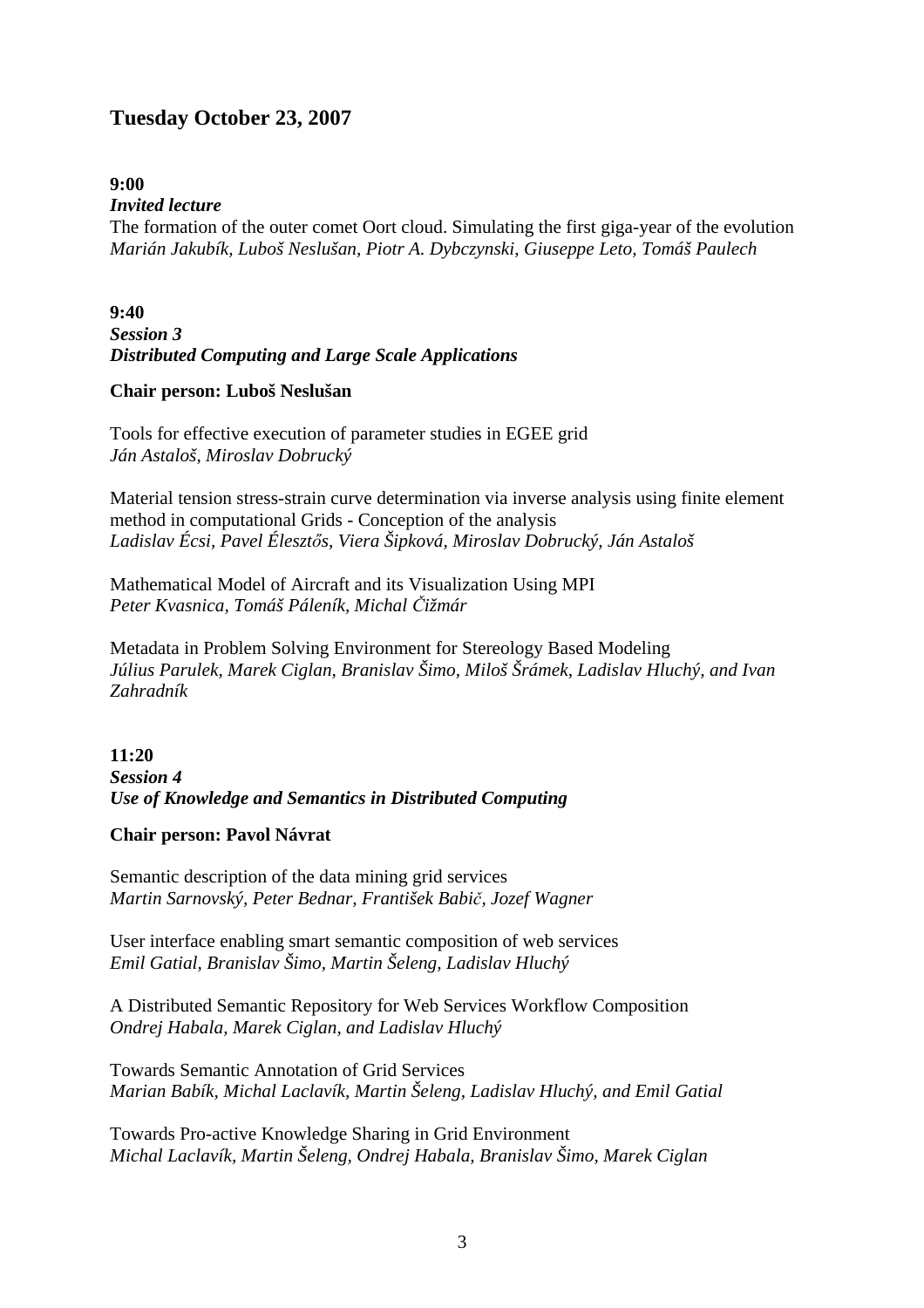## Tuesday October 23, 2007

**9:00**
***Invited lecture***
The formation of the outer comet Oort cloud. Simulating the first giga-year of the evolution
*Marián Jakubík, Luboš Neslušan, Piotr A. Dybczynski, Giuseppe Leto, Tomáš Paulech*

**9:40**
***Session 3***
***Distributed Computing and Large Scale Applications***

**Chair person: Luboš Neslušan**

Tools for effective execution of parameter studies in EGEE grid
*Ján Astaloš, Miroslav Dobrucký*

Material tension stress-strain curve determination via inverse analysis using finite element method in computational Grids - Conception of the analysis
*Ladislav Écsi, Pavel Élesztős, Viera Šipková, Miroslav Dobrucký, Ján Astaloš*

Mathematical Model of Aircraft and its Visualization Using MPI
*Peter Kvasnica, Tomáš Páleník, Michal Čižmár*

Metadata in Problem Solving Environment for Stereology Based Modeling
*Július Parulek, Marek Ciglan, Branislav Šimo, Miloš Šrámek, Ladislav Hluchý, and Ivan Zahradník*

**11:20**
***Session 4***
***Use of Knowledge and Semantics in Distributed Computing***

**Chair person: Pavol Návrat**

Semantic description of the data mining grid services
*Martin Sarnovský, Peter Bednar, František Babič, Jozef Wagner*

User interface enabling smart semantic composition of web services
*Emil Gatial, Branislav Šimo, Martin Šeleng, Ladislav Hluchý*

A Distributed Semantic Repository for Web Services Workflow Composition
*Ondrej Habala, Marek Ciglan, and Ladislav Hluchý*

Towards Semantic Annotation of Grid Services
*Marian Babík, Michal Laclavík, Martin Šeleng, Ladislav Hluchý, and Emil Gatial*

Towards Pro-active Knowledge Sharing in Grid Environment
*Michal Laclavík, Martin Šeleng, Ondrej Habala, Branislav Šimo, Marek Ciglan*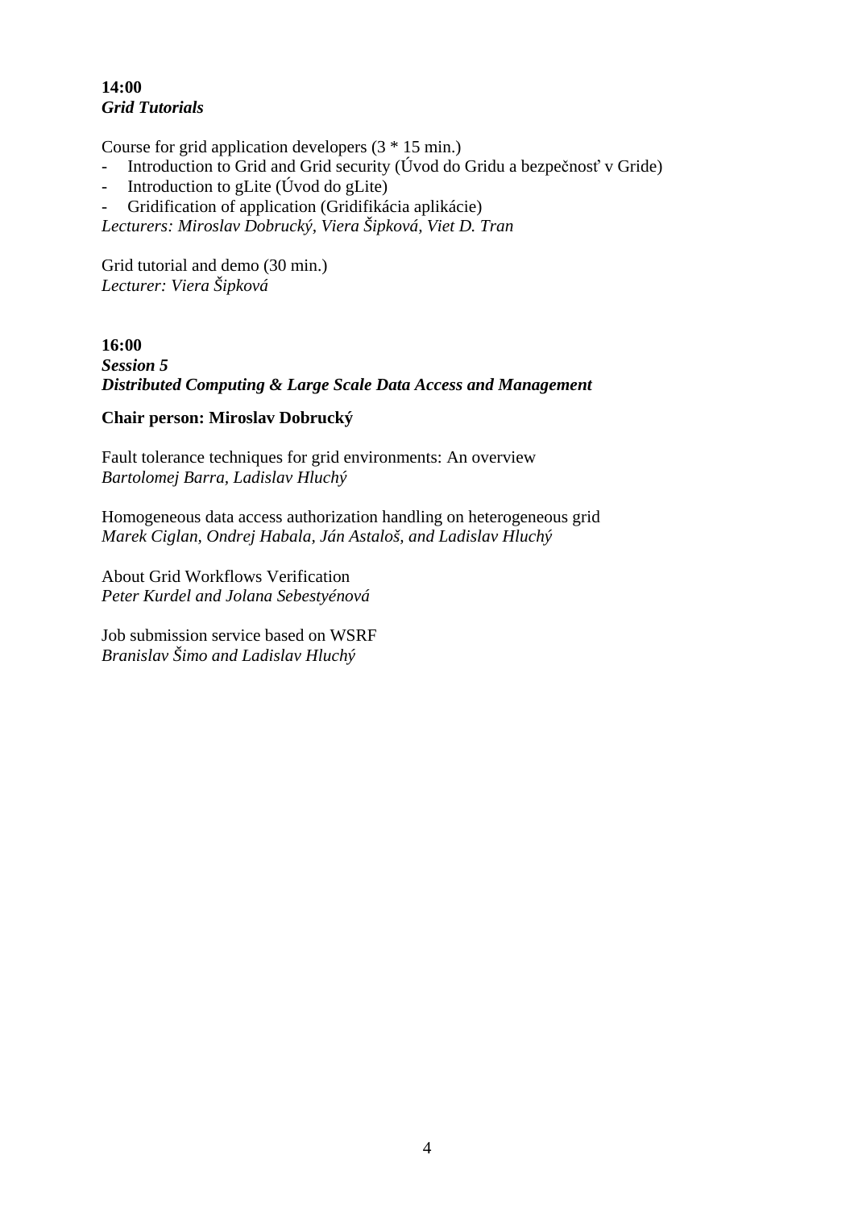**14:00**
***Grid Tutorials***

Course for grid application developers (3 * 15 min.)

- Introduction to Grid and Grid security (Úvod do Gridu a bezpečnosť v Gride)
- Introduction to gLite (Úvod do gLite)
- Gridification of application (Gridifikácia aplikácie)

*Lecturers: Miroslav Dobrucký, Viera Šipková, Viet D. Tran*

Grid tutorial and demo (30 min.)
*Lecturer: Viera Šipková*

**16:00**
***Session 5***
***Distributed Computing & Large Scale Data Access and Management***

**Chair person: Miroslav Dobrucký**

Fault tolerance techniques for grid environments: An overview
*Bartolomej Barra, Ladislav Hluchý*

Homogeneous data access authorization handling on heterogeneous grid
*Marek Ciglan, Ondrej Habala, Ján Astaloš, and Ladislav Hluchý*

About Grid Workflows Verification
*Peter Kurdel and Jolana Sebestyénová*

Job submission service based on WSRF
*Branislav Šimo and Ladislav Hluchý*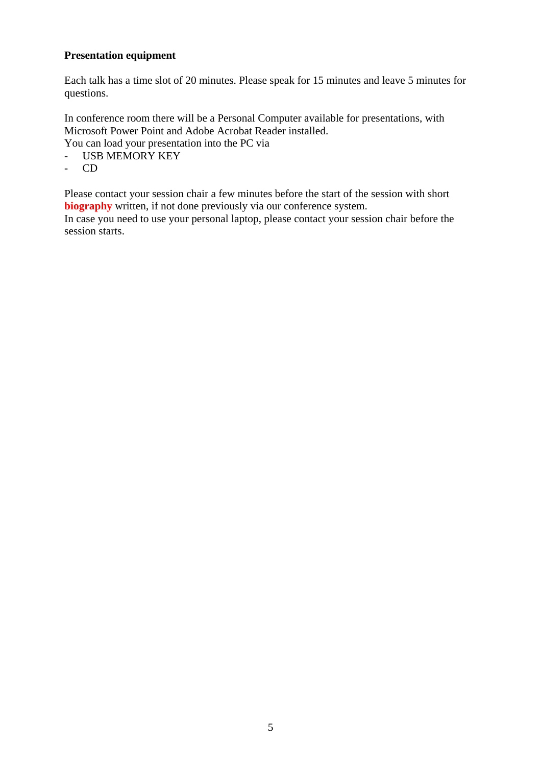**Presentation equipment**

Each talk has a time slot of 20 minutes. Please speak for 15 minutes and leave 5 minutes for questions.

In conference room there will be a Personal Computer available for presentations, with Microsoft Power Point and Adobe Acrobat Reader installed.
You can load your presentation into the PC via

- USB MEMORY KEY
- CD

Please contact your session chair a few minutes before the start of the session with short **biography** written, if not done previously via our conference system.
In case you need to use your personal laptop, please contact your session chair before the session starts.